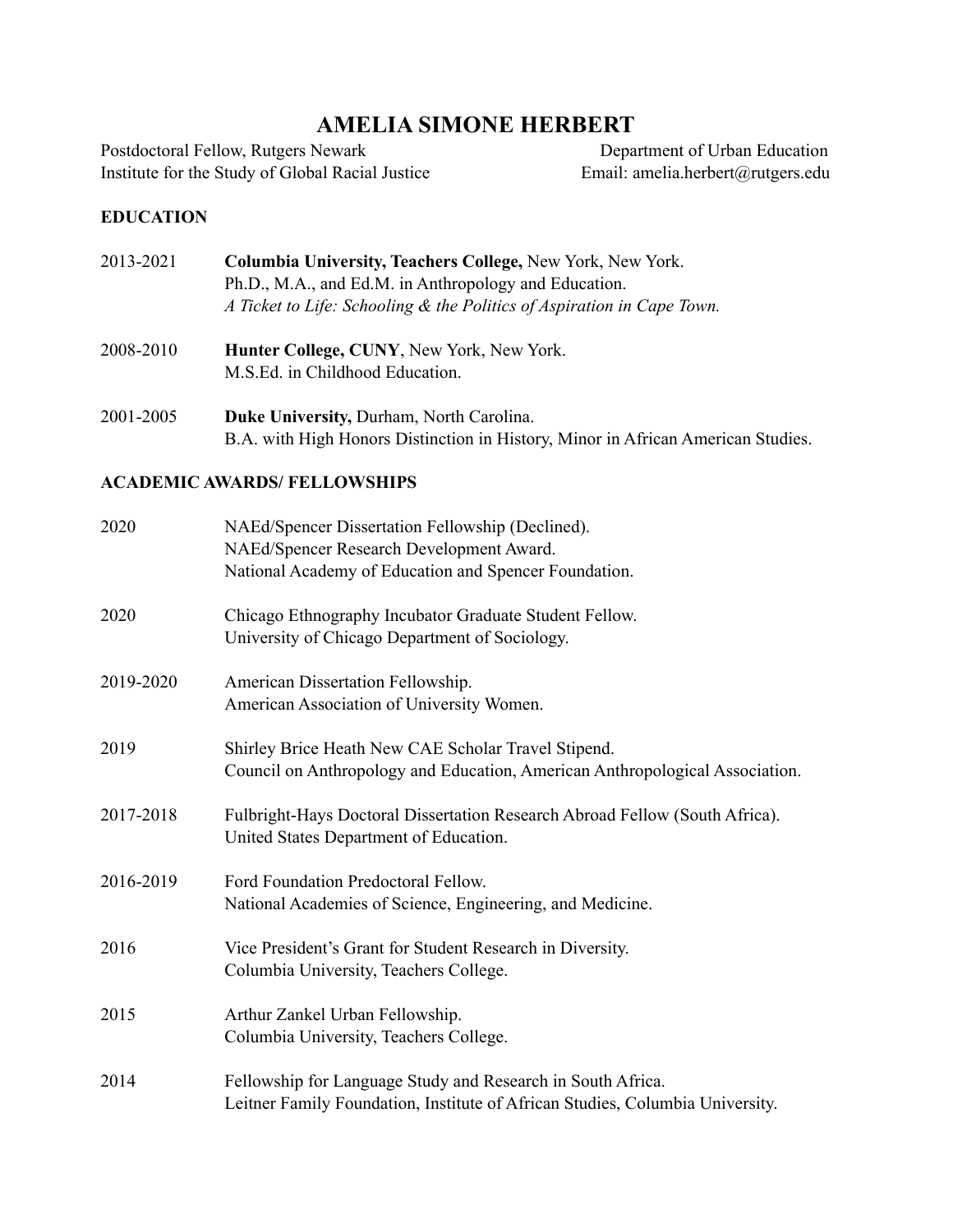# AMELIA SIMONE HERBERT

Postdoctoral Fellow, Rutgers Newark
Institute for the Study of Global Racial Justice

Department of Urban Education
Email: amelia.herbert@rutgers.edu

## EDUCATION

2013-2021 **Columbia University, Teachers College,** New York, New York.
Ph.D., M.A., and Ed.M. in Anthropology and Education.
*A Ticket to Life: Schooling & the Politics of Aspiration in Cape Town.*

2008-2010 **Hunter College, CUNY**, New York, New York.
M.S.Ed. in Childhood Education.

2001-2005 **Duke University,** Durham, North Carolina.
B.A. with High Honors Distinction in History, Minor in African American Studies.

## ACADEMIC AWARDS/ FELLOWSHIPS

2020 NAEd/Spencer Dissertation Fellowship (Declined).
NAEd/Spencer Research Development Award.
National Academy of Education and Spencer Foundation.

2020 Chicago Ethnography Incubator Graduate Student Fellow.
University of Chicago Department of Sociology.

2019-2020 American Dissertation Fellowship.
American Association of University Women.

2019 Shirley Brice Heath New CAE Scholar Travel Stipend.
Council on Anthropology and Education, American Anthropological Association.

2017-2018 Fulbright-Hays Doctoral Dissertation Research Abroad Fellow (South Africa).
United States Department of Education.

2016-2019 Ford Foundation Predoctoral Fellow.
National Academies of Science, Engineering, and Medicine.

2016 Vice President's Grant for Student Research in Diversity.
Columbia University, Teachers College.

2015 Arthur Zankel Urban Fellowship.
Columbia University, Teachers College.

2014 Fellowship for Language Study and Research in South Africa.
Leitner Family Foundation, Institute of African Studies, Columbia University.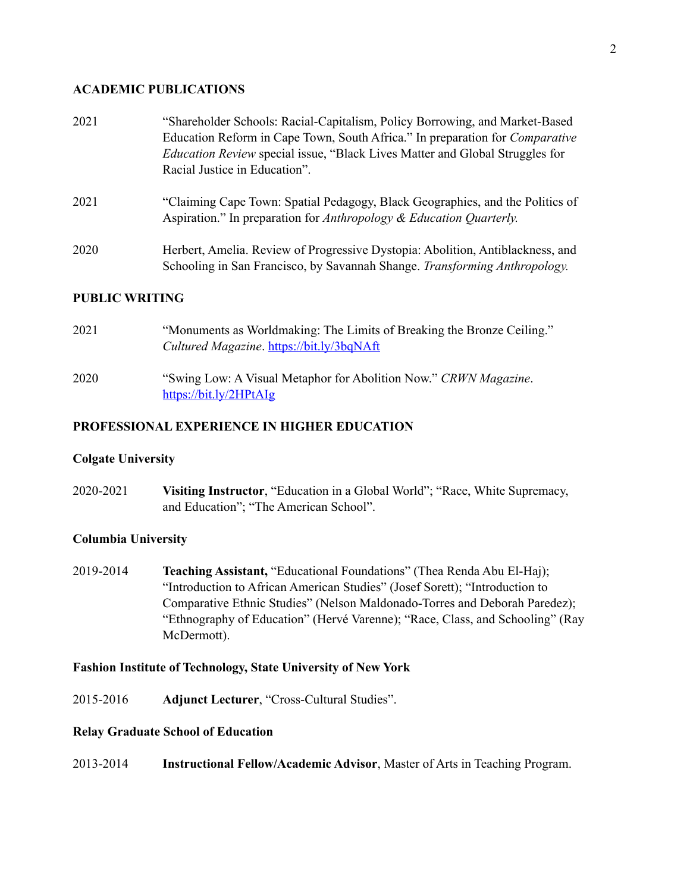## ACADEMIC PUBLICATIONS

2021 "Shareholder Schools: Racial-Capitalism, Policy Borrowing, and Market-Based Education Reform in Cape Town, South Africa." In preparation for *Comparative Education Review* special issue, "Black Lives Matter and Global Struggles for Racial Justice in Education".

2021 "Claiming Cape Town: Spatial Pedagogy, Black Geographies, and the Politics of Aspiration." In preparation for *Anthropology & Education Quarterly.*

2020 Herbert, Amelia. Review of Progressive Dystopia: Abolition, Antiblackness, and Schooling in San Francisco, by Savannah Shange. *Transforming Anthropology.*

## PUBLIC WRITING

2021 "Monuments as Worldmaking: The Limits of Breaking the Bronze Ceiling." *Cultured Magazine*. https://bit.ly/3bqNAft

2020 "Swing Low: A Visual Metaphor for Abolition Now." *CRWN Magazine*. https://bit.ly/2HPtAIg

## PROFESSIONAL EXPERIENCE IN HIGHER EDUCATION

### Colgate University

2020-2021 **Visiting Instructor**, "Education in a Global World"; "Race, White Supremacy, and Education"; "The American School".

### Columbia University

2019-2014 **Teaching Assistant,** "Educational Foundations" (Thea Renda Abu El-Haj); "Introduction to African American Studies" (Josef Sorett); "Introduction to Comparative Ethnic Studies" (Nelson Maldonado-Torres and Deborah Paredez); "Ethnography of Education" (Hervé Varenne); "Race, Class, and Schooling" (Ray McDermott).

### Fashion Institute of Technology, State University of New York

2015-2016 **Adjunct Lecturer**, "Cross-Cultural Studies".

### Relay Graduate School of Education

2013-2014 **Instructional Fellow/Academic Advisor**, Master of Arts in Teaching Program.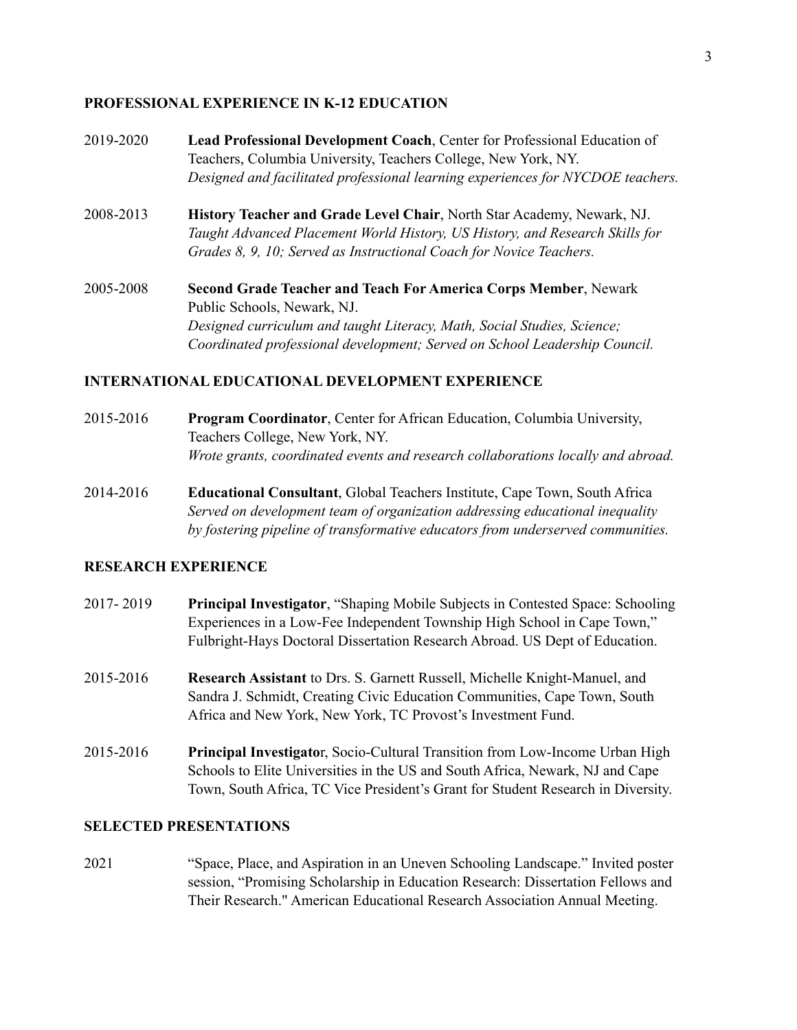## PROFESSIONAL EXPERIENCE IN K-12 EDUCATION

2019-2020 **Lead Professional Development Coach**, Center for Professional Education of Teachers, Columbia University, Teachers College, New York, NY.
*Designed and facilitated professional learning experiences for NYCDOE teachers.*

2008-2013 **History Teacher and Grade Level Chair**, North Star Academy, Newark, NJ.
*Taught Advanced Placement World History, US History, and Research Skills for Grades 8, 9, 10; Served as Instructional Coach for Novice Teachers.*

2005-2008 **Second Grade Teacher and Teach For America Corps Member**, Newark Public Schools, Newark, NJ.
*Designed curriculum and taught Literacy, Math, Social Studies, Science; Coordinated professional development; Served on School Leadership Council.*

## INTERNATIONAL EDUCATIONAL DEVELOPMENT EXPERIENCE

2015-2016 **Program Coordinator**, Center for African Education, Columbia University, Teachers College, New York, NY.
*Wrote grants, coordinated events and research collaborations locally and abroad.*

2014-2016 **Educational Consultant**, Global Teachers Institute, Cape Town, South Africa
*Served on development team of organization addressing educational inequality by fostering pipeline of transformative educators from underserved communities.*

## RESEARCH EXPERIENCE

2017- 2019 **Principal Investigator**, "Shaping Mobile Subjects in Contested Space: Schooling Experiences in a Low-Fee Independent Township High School in Cape Town," Fulbright-Hays Doctoral Dissertation Research Abroad. US Dept of Education.

2015-2016 **Research Assistant** to Drs. S. Garnett Russell, Michelle Knight-Manuel, and Sandra J. Schmidt, Creating Civic Education Communities, Cape Town, South Africa and New York, New York, TC Provost's Investment Fund.

2015-2016 **Principal Investigator**, Socio-Cultural Transition from Low-Income Urban High Schools to Elite Universities in the US and South Africa, Newark, NJ and Cape Town, South Africa, TC Vice President's Grant for Student Research in Diversity.

## SELECTED PRESENTATIONS

2021 "Space, Place, and Aspiration in an Uneven Schooling Landscape." Invited poster session, "Promising Scholarship in Education Research: Dissertation Fellows and Their Research." American Educational Research Association Annual Meeting.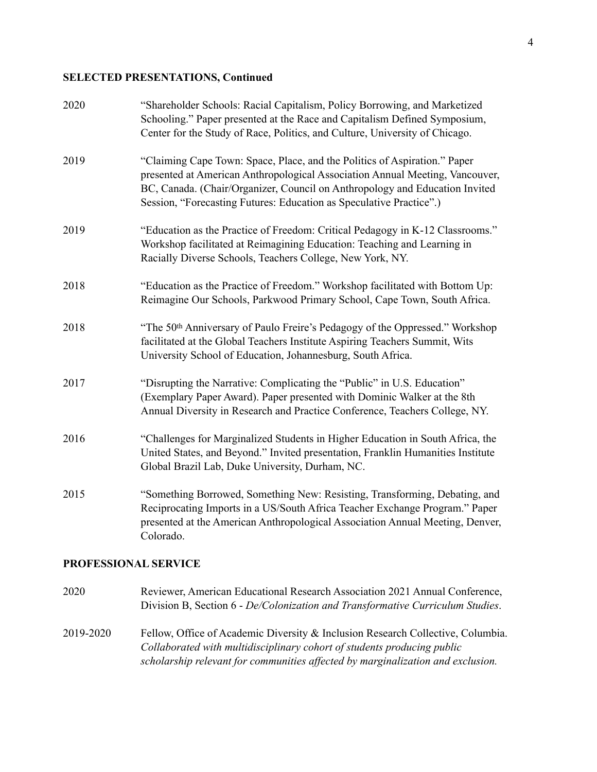## SELECTED PRESENTATIONS, Continued

2020 "Shareholder Schools: Racial Capitalism, Policy Borrowing, and Marketized Schooling." Paper presented at the Race and Capitalism Defined Symposium, Center for the Study of Race, Politics, and Culture, University of Chicago.

2019 "Claiming Cape Town: Space, Place, and the Politics of Aspiration." Paper presented at American Anthropological Association Annual Meeting, Vancouver, BC, Canada. (Chair/Organizer, Council on Anthropology and Education Invited Session, "Forecasting Futures: Education as Speculative Practice".)

2019 "Education as the Practice of Freedom: Critical Pedagogy in K-12 Classrooms." Workshop facilitated at Reimagining Education: Teaching and Learning in Racially Diverse Schools, Teachers College, New York, NY.

2018 "Education as the Practice of Freedom." Workshop facilitated with Bottom Up: Reimagine Our Schools, Parkwood Primary School, Cape Town, South Africa.

2018 "The 50th Anniversary of Paulo Freire's Pedagogy of the Oppressed." Workshop facilitated at the Global Teachers Institute Aspiring Teachers Summit, Wits University School of Education, Johannesburg, South Africa.

2017 "Disrupting the Narrative: Complicating the "Public" in U.S. Education" (Exemplary Paper Award). Paper presented with Dominic Walker at the 8th Annual Diversity in Research and Practice Conference, Teachers College, NY.

2016 "Challenges for Marginalized Students in Higher Education in South Africa, the United States, and Beyond." Invited presentation, Franklin Humanities Institute Global Brazil Lab, Duke University, Durham, NC.

2015 "Something Borrowed, Something New: Resisting, Transforming, Debating, and Reciprocating Imports in a US/South Africa Teacher Exchange Program." Paper presented at the American Anthropological Association Annual Meeting, Denver, Colorado.

## PROFESSIONAL SERVICE

2020 Reviewer, American Educational Research Association 2021 Annual Conference, Division B, Section 6 - *De/Colonization and Transformative Curriculum Studies*.

2019-2020 Fellow, Office of Academic Diversity & Inclusion Research Collective, Columbia. *Collaborated with multidisciplinary cohort of students producing public scholarship relevant for communities affected by marginalization and exclusion.*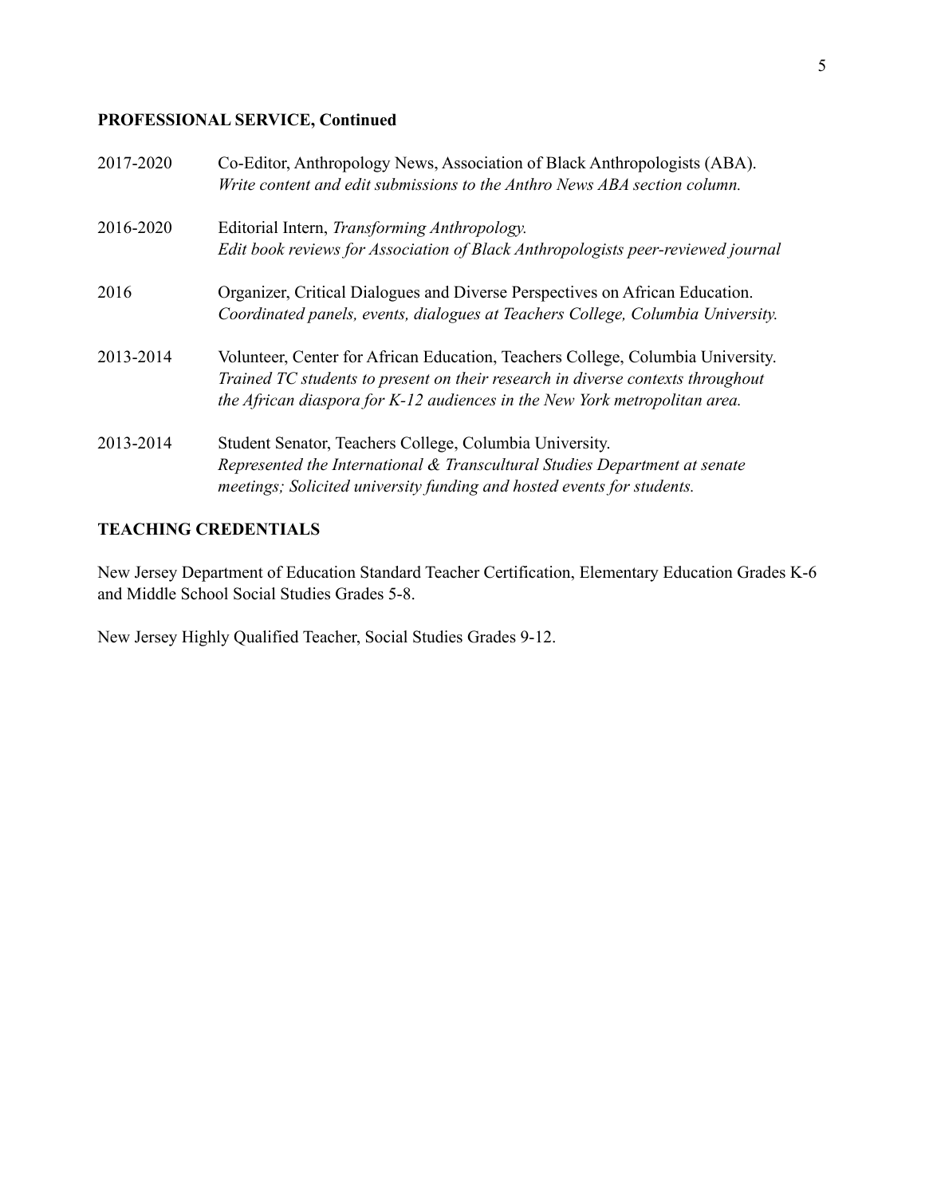## PROFESSIONAL SERVICE, Continued

2017-2020 Co-Editor, Anthropology News, Association of Black Anthropologists (ABA).
*Write content and edit submissions to the Anthro News ABA section column.*

2016-2020 Editorial Intern, *Transforming Anthropology.*
*Edit book reviews for Association of Black Anthropologists peer-reviewed journal*

2016 Organizer, Critical Dialogues and Diverse Perspectives on African Education.
*Coordinated panels, events, dialogues at Teachers College, Columbia University.*

2013-2014 Volunteer, Center for African Education, Teachers College, Columbia University.
*Trained TC students to present on their research in diverse contexts throughout the African diaspora for K-12 audiences in the New York metropolitan area.*

2013-2014 Student Senator, Teachers College, Columbia University.
*Represented the International & Transcultural Studies Department at senate meetings; Solicited university funding and hosted events for students.*

## TEACHING CREDENTIALS

New Jersey Department of Education Standard Teacher Certification, Elementary Education Grades K-6 and Middle School Social Studies Grades 5-8.

New Jersey Highly Qualified Teacher, Social Studies Grades 9-12.